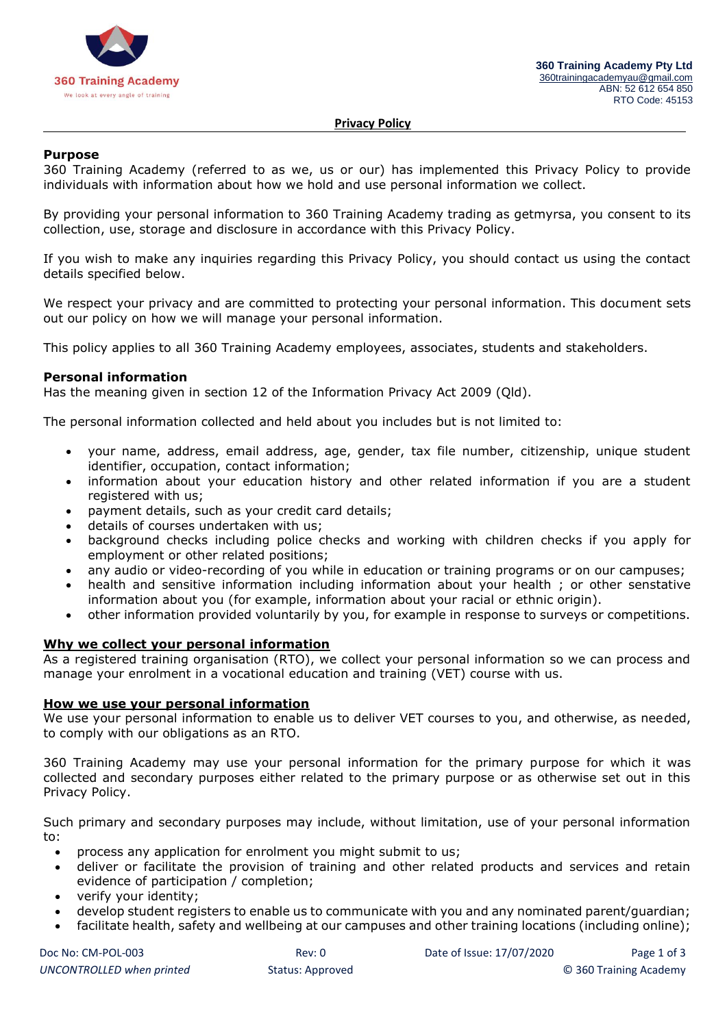360 Training Academy

We look at every angle of training

**360 Training Academy Pty Ltd**
360trainingacademyau@gmail.com
ABN: 52 612 654 850
RTO Code: 45153

# Privacy Policy

## Purpose

360 Training Academy (referred to as we, us or our) has implemented this Privacy Policy to provide individuals with information about how we hold and use personal information we collect.

By providing your personal information to 360 Training Academy trading as getmyrsa, you consent to its collection, use, storage and disclosure in accordance with this Privacy Policy.

If you wish to make any inquiries regarding this Privacy Policy, you should contact us using the contact details specified below.

We respect your privacy and are committed to protecting your personal information. This document sets out our policy on how we will manage your personal information.

This policy applies to all 360 Training Academy employees, associates, students and stakeholders.

## Personal information

Has the meaning given in section 12 of the Information Privacy Act 2009 (Qld).

The personal information collected and held about you includes but is not limited to:

- your name, address, email address, age, gender, tax file number, citizenship, unique student identifier, occupation, contact information;
- information about your education history and other related information if you are a student registered with us;
- payment details, such as your credit card details;
- details of courses undertaken with us;
- background checks including police checks and working with children checks if you apply for employment or other related positions;
- any audio or video-recording of you while in education or training programs or on our campuses;
- health and sensitive information including information about your health ; or other senstative information about you (for example, information about your racial or ethnic origin).
- other information provided voluntarily by you, for example in response to surveys or competitions.

## Why we collect your personal information

As a registered training organisation (RTO), we collect your personal information so we can process and manage your enrolment in a vocational education and training (VET) course with us.

## How we use your personal information

We use your personal information to enable us to deliver VET courses to you, and otherwise, as needed, to comply with our obligations as an RTO.

360 Training Academy may use your personal information for the primary purpose for which it was collected and secondary purposes either related to the primary purpose or as otherwise set out in this Privacy Policy.

Such primary and secondary purposes may include, without limitation, use of your personal information to:

- process any application for enrolment you might submit to us;
- deliver or facilitate the provision of training and other related products and services and retain evidence of participation / completion;
- verify your identity;
- develop student registers to enable us to communicate with you and any nominated parent/guardian;
- facilitate health, safety and wellbeing at our campuses and other training locations (including online);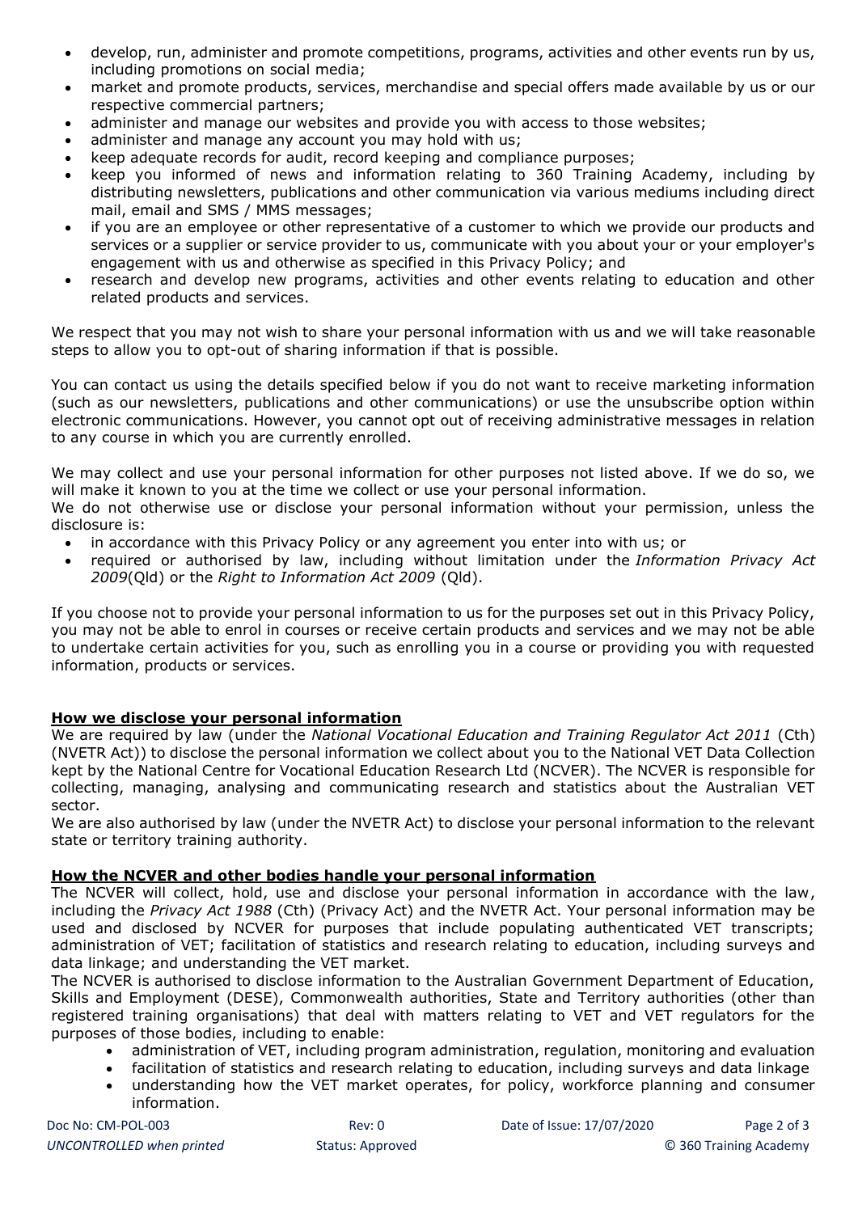- develop, run, administer and promote competitions, programs, activities and other events run by us, including promotions on social media;
- market and promote products, services, merchandise and special offers made available by us or our respective commercial partners;
- administer and manage our websites and provide you with access to those websites;
- administer and manage any account you may hold with us;
- keep adequate records for audit, record keeping and compliance purposes;
- keep you informed of news and information relating to 360 Training Academy, including by distributing newsletters, publications and other communication via various mediums including direct mail, email and SMS / MMS messages;
- if you are an employee or other representative of a customer to which we provide our products and services or a supplier or service provider to us, communicate with you about your or your employer's engagement with us and otherwise as specified in this Privacy Policy; and
- research and develop new programs, activities and other events relating to education and other related products and services.

We respect that you may not wish to share your personal information with us and we will take reasonable steps to allow you to opt-out of sharing information if that is possible.

You can contact us using the details specified below if you do not want to receive marketing information (such as our newsletters, publications and other communications) or use the unsubscribe option within electronic communications. However, you cannot opt out of receiving administrative messages in relation to any course in which you are currently enrolled.

We may collect and use your personal information for other purposes not listed above. If we do so, we will make it known to you at the time we collect or use your personal information.

We do not otherwise use or disclose your personal information without your permission, unless the disclosure is:

- in accordance with this Privacy Policy or any agreement you enter into with us; or
- required or authorised by law, including without limitation under the *Information Privacy Act 2009*(Qld) or the *Right to Information Act 2009* (Qld).

If you choose not to provide your personal information to us for the purposes set out in this Privacy Policy, you may not be able to enrol in courses or receive certain products and services and we may not be able to undertake certain activities for you, such as enrolling you in a course or providing you with requested information, products or services.

## **How we disclose your personal information**

We are required by law (under the *National Vocational Education and Training Regulator Act 2011* (Cth) (NVETR Act)) to disclose the personal information we collect about you to the National VET Data Collection kept by the National Centre for Vocational Education Research Ltd (NCVER). The NCVER is responsible for collecting, managing, analysing and communicating research and statistics about the Australian VET sector.

We are also authorised by law (under the NVETR Act) to disclose your personal information to the relevant state or territory training authority.

## **How the NCVER and other bodies handle your personal information**

The NCVER will collect, hold, use and disclose your personal information in accordance with the law, including the *Privacy Act 1988* (Cth) (Privacy Act) and the NVETR Act. Your personal information may be used and disclosed by NCVER for purposes that include populating authenticated VET transcripts; administration of VET; facilitation of statistics and research relating to education, including surveys and data linkage; and understanding the VET market.

The NCVER is authorised to disclose information to the Australian Government Department of Education, Skills and Employment (DESE), Commonwealth authorities, State and Territory authorities (other than registered training organisations) that deal with matters relating to VET and VET regulators for the purposes of those bodies, including to enable:

- administration of VET, including program administration, regulation, monitoring and evaluation
- facilitation of statistics and research relating to education, including surveys and data linkage
- understanding how the VET market operates, for policy, workforce planning and consumer information.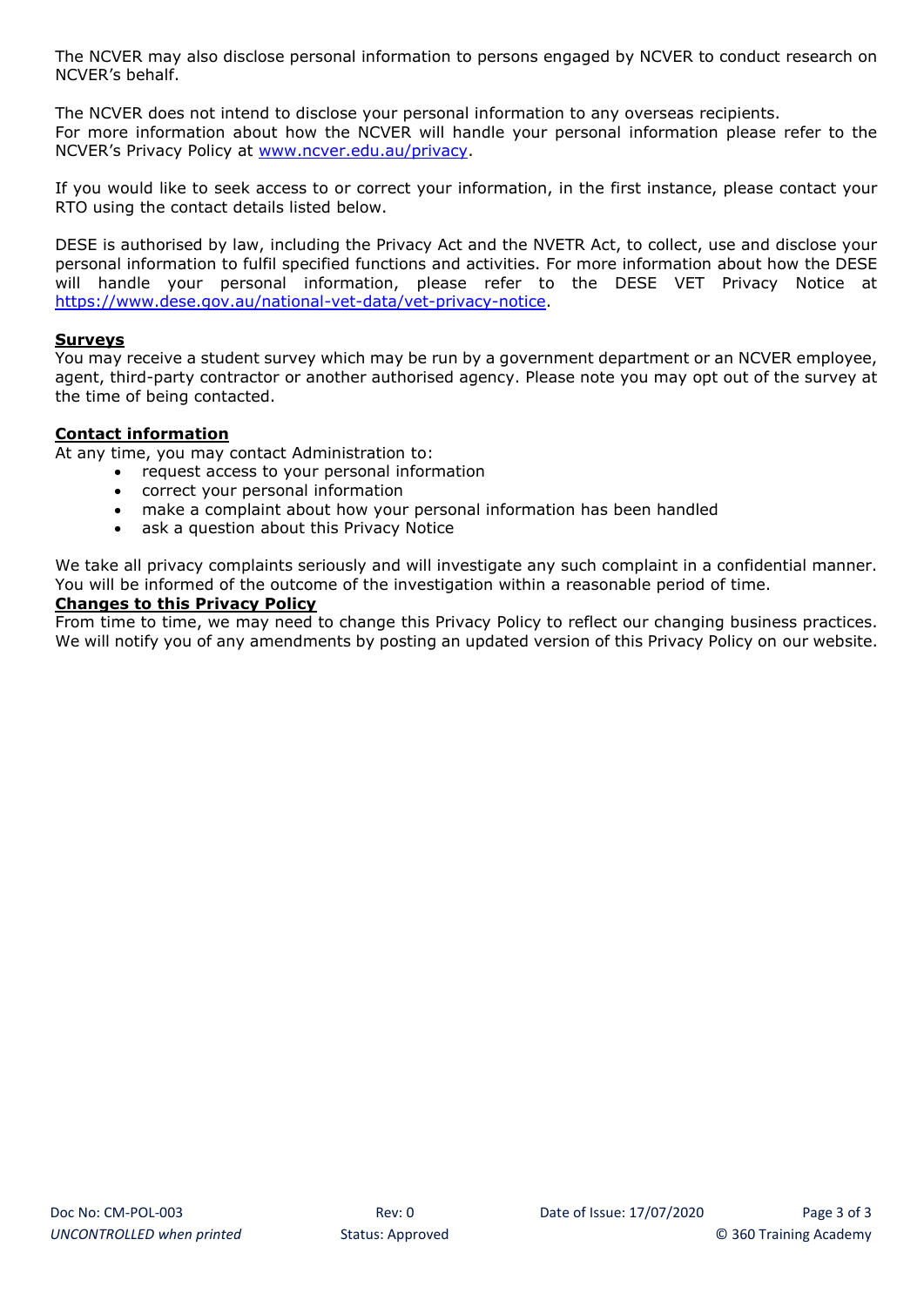The NCVER may also disclose personal information to persons engaged by NCVER to conduct research on NCVER's behalf.

The NCVER does not intend to disclose your personal information to any overseas recipients.
For more information about how the NCVER will handle your personal information please refer to the NCVER's Privacy Policy at www.ncver.edu.au/privacy.

If you would like to seek access to or correct your information, in the first instance, please contact your RTO using the contact details listed below.

DESE is authorised by law, including the Privacy Act and the NVETR Act, to collect, use and disclose your personal information to fulfil specified functions and activities. For more information about how the DESE will handle your personal information, please refer to the DESE VET Privacy Notice at https://www.dese.gov.au/national-vet-data/vet-privacy-notice.

**Surveys**

You may receive a student survey which may be run by a government department or an NCVER employee, agent, third-party contractor or another authorised agency. Please note you may opt out of the survey at the time of being contacted.

**Contact information**

At any time, you may contact Administration to:

- request access to your personal information
- correct your personal information
- make a complaint about how your personal information has been handled
- ask a question about this Privacy Notice

We take all privacy complaints seriously and will investigate any such complaint in a confidential manner. You will be informed of the outcome of the investigation within a reasonable period of time.

**Changes to this Privacy Policy**

From time to time, we may need to change this Privacy Policy to reflect our changing business practices. We will notify you of any amendments by posting an updated version of this Privacy Policy on our website.